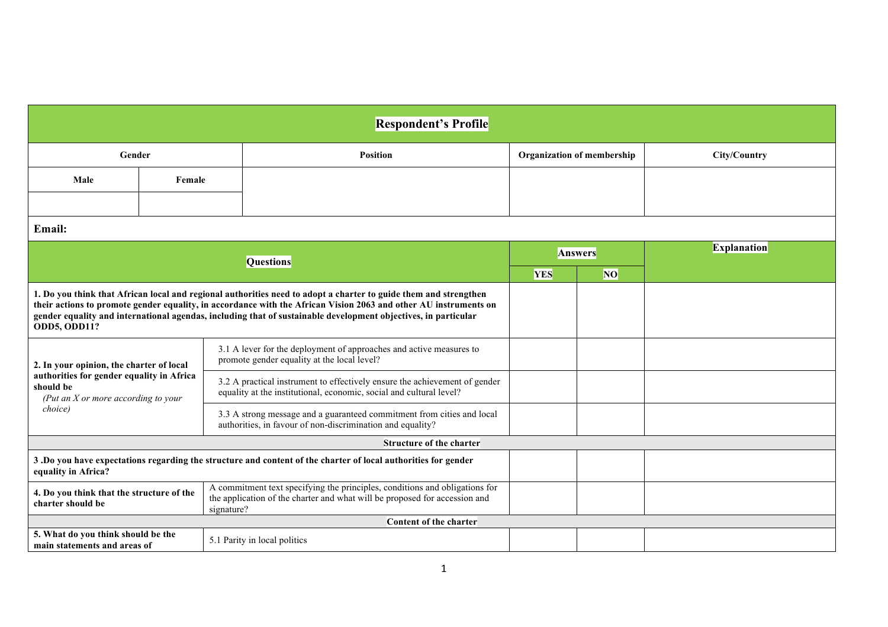| Respondent's Profile | | | | |
|---|---|---|---|---|
| **Gender** | | **Position** | **Organization of membership** | **City/Country** |
| **Male** | **Female** | | | |
| | | | | |

**Email:**

| Questions | | Answers | | Explanation |
|---|---|---|---|---|
| | | **YES** | **NO** | |
| **1. Do you think that African local and regional authorities need to adopt a charter to guide them and strengthen their actions to promote gender equality, in accordance with the African Vision 2063 and other AU instruments on gender equality and international agendas, including that of sustainable development objectives, in particular ODD5, ODD11?** | | | | |
| **2. In your opinion, the charter of local authorities for gender equality in Africa should be** *(Put an X or more according to your choice)* | 3.1 A lever for the deployment of approaches and active measures to promote gender equality at the local level? | | | |
| | 3.2 A practical instrument to effectively ensure the achievement of gender equality at the institutional, economic, social and cultural level? | | | |
| | 3.3 A strong message and a guaranteed commitment from cities and local authorities, in favour of non-discrimination and equality? | | | |
| **Structure of the charter** | | | | |
| **3 .Do you have expectations regarding the structure and content of the charter of local authorities for gender equality in Africa?** | | | | |
| **4. Do you think that the structure of the charter should be** | A commitment text specifying the principles, conditions and obligations for the application of the charter and what will be proposed for accession and signature? | | | |
| **Content of the charter** | | | | |
| **5. What do you think should be the main statements and areas of** | 5.1 Parity in local politics | | | |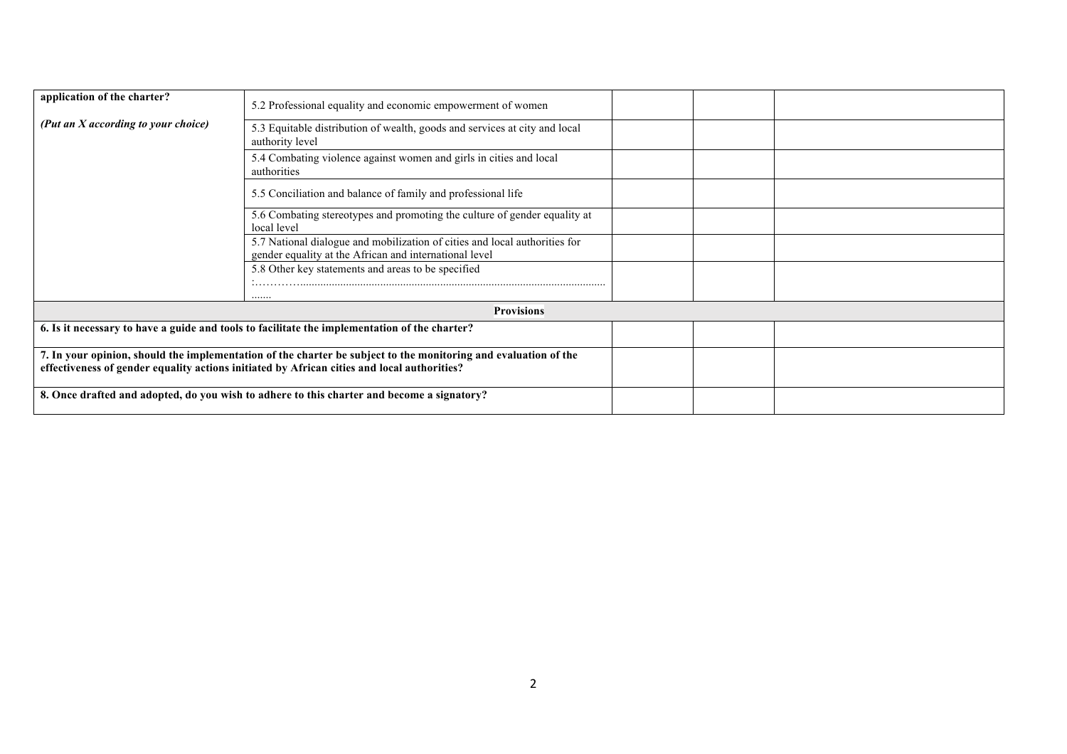| | | | | |
|---|---|---|---|---|
| **application of the charter?**<br><br>***(Put an X according to your choice)*** | 5.2 Professional equality and economic empowerment of women | | | |
| | 5.3 Equitable distribution of wealth, goods and services at city and local authority level | | | |
| | 5.4 Combating violence against women and girls in cities and local authorities | | | |
| | 5.5 Conciliation and balance of family and professional life | | | |
| | 5.6 Combating stereotypes and promoting the culture of gender equality at local level | | | |
| | 5.7 National dialogue and mobilization of cities and local authorities for gender equality at the African and international level | | | |
| | 5.8 Other key statements and areas to be specified :………….......................................................................................................... ....... | | | |
| **Provisions** | | | | |
| **6. Is it necessary to have a guide and tools to facilitate the implementation of the charter?** | | | | |
| **7. In your opinion, should the implementation of the charter be subject to the monitoring and evaluation of the effectiveness of gender equality actions initiated by African cities and local authorities?** | | | | |
| **8. Once drafted and adopted, do you wish to adhere to this charter and become a signatory?** | | | | |